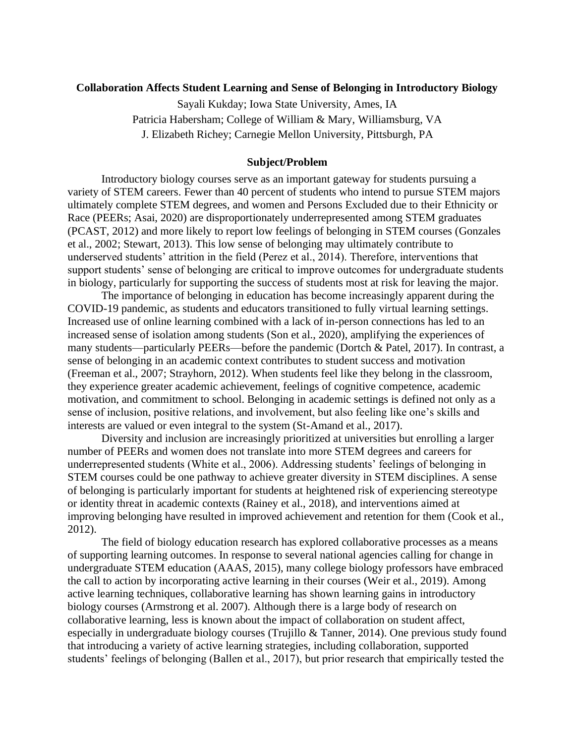# Collaboration Affects Student Learning and Sense of Belonging in Introductory Biology

Sayali Kukday; Iowa State University, Ames, IA
Patricia Habersham; College of William & Mary, Williamsburg, VA
J. Elizabeth Richey; Carnegie Mellon University, Pittsburgh, PA

## Subject/Problem

Introductory biology courses serve as an important gateway for students pursuing a variety of STEM careers. Fewer than 40 percent of students who intend to pursue STEM majors ultimately complete STEM degrees, and women and Persons Excluded due to their Ethnicity or Race (PEERs; Asai, 2020) are disproportionately underrepresented among STEM graduates (PCAST, 2012) and more likely to report low feelings of belonging in STEM courses (Gonzales et al., 2002; Stewart, 2013). This low sense of belonging may ultimately contribute to underserved students' attrition in the field (Perez et al., 2014). Therefore, interventions that support students' sense of belonging are critical to improve outcomes for undergraduate students in biology, particularly for supporting the success of students most at risk for leaving the major.

The importance of belonging in education has become increasingly apparent during the COVID-19 pandemic, as students and educators transitioned to fully virtual learning settings. Increased use of online learning combined with a lack of in-person connections has led to an increased sense of isolation among students (Son et al., 2020), amplifying the experiences of many students—particularly PEERs—before the pandemic (Dortch & Patel, 2017). In contrast, a sense of belonging in an academic context contributes to student success and motivation (Freeman et al., 2007; Strayhorn, 2012). When students feel like they belong in the classroom, they experience greater academic achievement, feelings of cognitive competence, academic motivation, and commitment to school. Belonging in academic settings is defined not only as a sense of inclusion, positive relations, and involvement, but also feeling like one's skills and interests are valued or even integral to the system (St-Amand et al., 2017).

Diversity and inclusion are increasingly prioritized at universities but enrolling a larger number of PEERs and women does not translate into more STEM degrees and careers for underrepresented students (White et al., 2006). Addressing students' feelings of belonging in STEM courses could be one pathway to achieve greater diversity in STEM disciplines. A sense of belonging is particularly important for students at heightened risk of experiencing stereotype or identity threat in academic contexts (Rainey et al., 2018), and interventions aimed at improving belonging have resulted in improved achievement and retention for them (Cook et al., 2012).

The field of biology education research has explored collaborative processes as a means of supporting learning outcomes. In response to several national agencies calling for change in undergraduate STEM education (AAAS, 2015), many college biology professors have embraced the call to action by incorporating active learning in their courses (Weir et al., 2019). Among active learning techniques, collaborative learning has shown learning gains in introductory biology courses (Armstrong et al. 2007). Although there is a large body of research on collaborative learning, less is known about the impact of collaboration on student affect, especially in undergraduate biology courses (Trujillo & Tanner, 2014). One previous study found that introducing a variety of active learning strategies, including collaboration, supported students' feelings of belonging (Ballen et al., 2017), but prior research that empirically tested the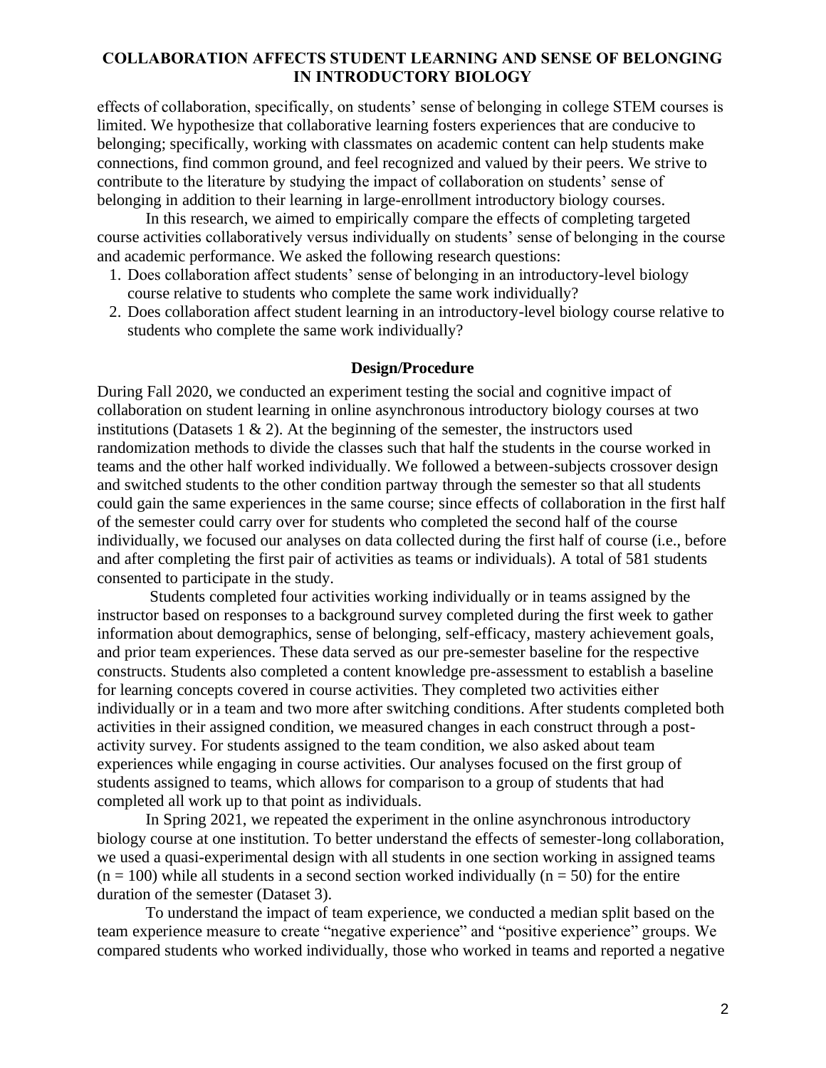effects of collaboration, specifically, on students' sense of belonging in college STEM courses is limited. We hypothesize that collaborative learning fosters experiences that are conducive to belonging; specifically, working with classmates on academic content can help students make connections, find common ground, and feel recognized and valued by their peers. We strive to contribute to the literature by studying the impact of collaboration on students' sense of belonging in addition to their learning in large-enrollment introductory biology courses.

In this research, we aimed to empirically compare the effects of completing targeted course activities collaboratively versus individually on students' sense of belonging in the course and academic performance. We asked the following research questions:

1. Does collaboration affect students' sense of belonging in an introductory-level biology course relative to students who complete the same work individually?
2. Does collaboration affect student learning in an introductory-level biology course relative to students who complete the same work individually?

## Design/Procedure

During Fall 2020, we conducted an experiment testing the social and cognitive impact of collaboration on student learning in online asynchronous introductory biology courses at two institutions (Datasets 1 & 2). At the beginning of the semester, the instructors used randomization methods to divide the classes such that half the students in the course worked in teams and the other half worked individually. We followed a between-subjects crossover design and switched students to the other condition partway through the semester so that all students could gain the same experiences in the same course; since effects of collaboration in the first half of the semester could carry over for students who completed the second half of the course individually, we focused our analyses on data collected during the first half of course (i.e., before and after completing the first pair of activities as teams or individuals). A total of 581 students consented to participate in the study.

Students completed four activities working individually or in teams assigned by the instructor based on responses to a background survey completed during the first week to gather information about demographics, sense of belonging, self-efficacy, mastery achievement goals, and prior team experiences. These data served as our pre-semester baseline for the respective constructs. Students also completed a content knowledge pre-assessment to establish a baseline for learning concepts covered in course activities. They completed two activities either individually or in a team and two more after switching conditions. After students completed both activities in their assigned condition, we measured changes in each construct through a post-activity survey. For students assigned to the team condition, we also asked about team experiences while engaging in course activities. Our analyses focused on the first group of students assigned to teams, which allows for comparison to a group of students that had completed all work up to that point as individuals.

In Spring 2021, we repeated the experiment in the online asynchronous introductory biology course at one institution. To better understand the effects of semester-long collaboration, we used a quasi-experimental design with all students in one section working in assigned teams ($n = 100$) while all students in a second section worked individually ($n = 50$) for the entire duration of the semester (Dataset 3).

To understand the impact of team experience, we conducted a median split based on the team experience measure to create "negative experience" and "positive experience" groups. We compared students who worked individually, those who worked in teams and reported a negative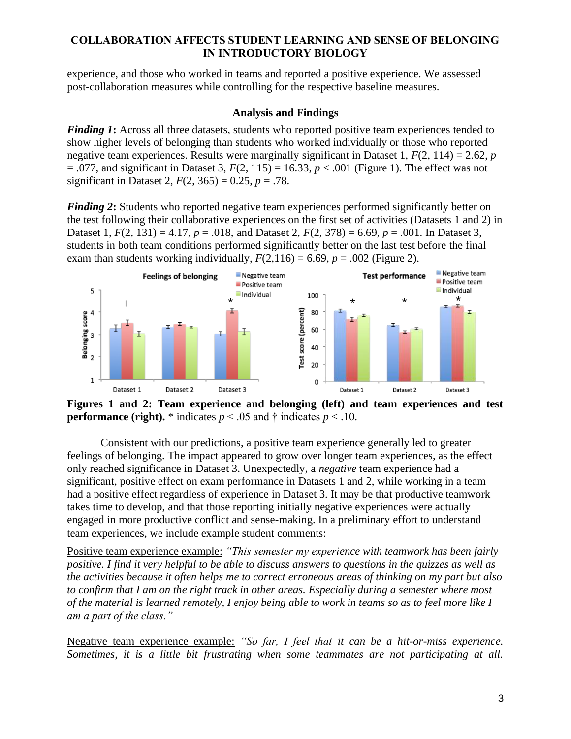experience, and those who worked in teams and reported a positive experience. We assessed post-collaboration measures while controlling for the respective baseline measures.

## Analysis and Findings

***Finding 1*:** Across all three datasets, students who reported positive team experiences tended to show higher levels of belonging than students who worked individually or those who reported negative team experiences. Results were marginally significant in Dataset 1, $F(2, 114) = 2.62$, $p = .077$, and significant in Dataset 3, $F(2, 115) = 16.33$, $p < .001$ (Figure 1). The effect was not significant in Dataset 2, $F(2, 365) = 0.25$, $p = .78$.

***Finding 2*:** Students who reported negative team experiences performed significantly better on the test following their collaborative experiences on the first set of activities (Datasets 1 and 2) in Dataset 1, $F(2, 131) = 4.17$, $p = .018$, and Dataset 2, $F(2, 378) = 6.69$, $p = .001$. In Dataset 3, students in both team conditions performed significantly better on the last test before the final exam than students working individually, $F(2,116) = 6.69$, $p = .002$ (Figure 2).

**Figures 1 and 2: Team experience and belonging (left) and team experiences and test performance (right).** * indicates $p < .05$ and † indicates $p < .10$.

Consistent with our predictions, a positive team experience generally led to greater feelings of belonging. The impact appeared to grow over longer team experiences, as the effect only reached significance in Dataset 3. Unexpectedly, a *negative* team experience had a significant, positive effect on exam performance in Datasets 1 and 2, while working in a team had a positive effect regardless of experience in Dataset 3. It may be that productive teamwork takes time to develop, and that those reporting initially negative experiences were actually engaged in more productive conflict and sense-making. In a preliminary effort to understand team experiences, we include example student comments:

Positive team experience example: *"This semester my experience with teamwork has been fairly positive. I find it very helpful to be able to discuss answers to questions in the quizzes as well as the activities because it often helps me to correct erroneous areas of thinking on my part but also to confirm that I am on the right track in other areas. Especially during a semester where most of the material is learned remotely, I enjoy being able to work in teams so as to feel more like I am a part of the class."*

Negative team experience example: *"So far, I feel that it can be a hit-or-miss experience. Sometimes, it is a little bit frustrating when some teammates are not participating at all.*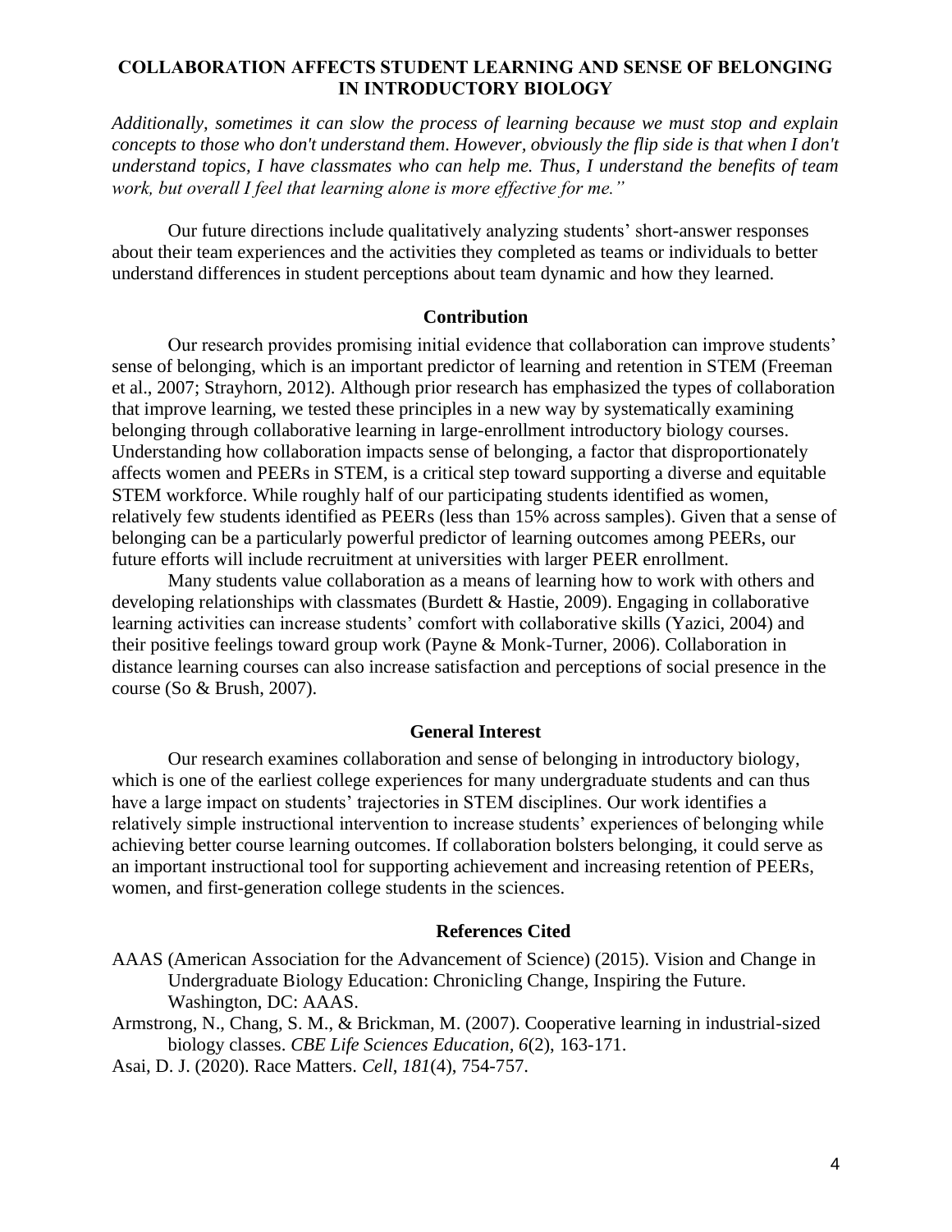*Additionally, sometimes it can slow the process of learning because we must stop and explain concepts to those who don't understand them. However, obviously the flip side is that when I don't understand topics, I have classmates who can help me. Thus, I understand the benefits of team work, but overall I feel that learning alone is more effective for me."*

Our future directions include qualitatively analyzing students' short-answer responses about their team experiences and the activities they completed as teams or individuals to better understand differences in student perceptions about team dynamic and how they learned.

## Contribution

Our research provides promising initial evidence that collaboration can improve students' sense of belonging, which is an important predictor of learning and retention in STEM (Freeman et al., 2007; Strayhorn, 2012). Although prior research has emphasized the types of collaboration that improve learning, we tested these principles in a new way by systematically examining belonging through collaborative learning in large-enrollment introductory biology courses. Understanding how collaboration impacts sense of belonging, a factor that disproportionately affects women and PEERs in STEM, is a critical step toward supporting a diverse and equitable STEM workforce. While roughly half of our participating students identified as women, relatively few students identified as PEERs (less than 15% across samples). Given that a sense of belonging can be a particularly powerful predictor of learning outcomes among PEERs, our future efforts will include recruitment at universities with larger PEER enrollment.

Many students value collaboration as a means of learning how to work with others and developing relationships with classmates (Burdett & Hastie, 2009). Engaging in collaborative learning activities can increase students' comfort with collaborative skills (Yazici, 2004) and their positive feelings toward group work (Payne & Monk-Turner, 2006). Collaboration in distance learning courses can also increase satisfaction and perceptions of social presence in the course (So & Brush, 2007).

## General Interest

Our research examines collaboration and sense of belonging in introductory biology, which is one of the earliest college experiences for many undergraduate students and can thus have a large impact on students' trajectories in STEM disciplines. Our work identifies a relatively simple instructional intervention to increase students' experiences of belonging while achieving better course learning outcomes. If collaboration bolsters belonging, it could serve as an important instructional tool for supporting achievement and increasing retention of PEERs, women, and first-generation college students in the sciences.

## References Cited

AAAS (American Association for the Advancement of Science) (2015). Vision and Change in Undergraduate Biology Education: Chronicling Change, Inspiring the Future. Washington, DC: AAAS.

Armstrong, N., Chang, S. M., & Brickman, M. (2007). Cooperative learning in industrial-sized biology classes. *CBE Life Sciences Education*, *6*(2), 163-171.

Asai, D. J. (2020). Race Matters. *Cell*, *181*(4), 754-757.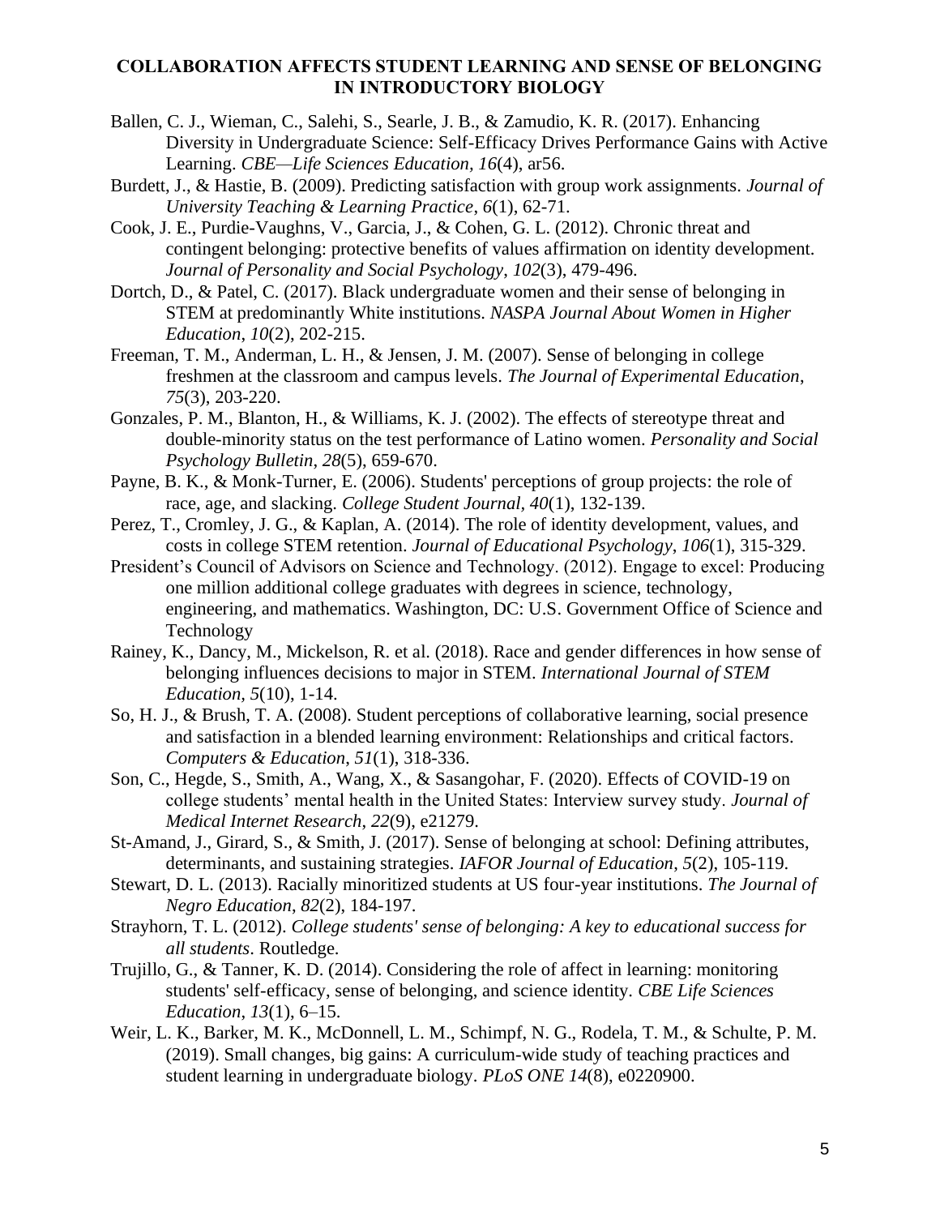**COLLABORATION AFFECTS STUDENT LEARNING AND SENSE OF BELONGING IN INTRODUCTORY BIOLOGY**

Ballen, C. J., Wieman, C., Salehi, S., Searle, J. B., & Zamudio, K. R. (2017). Enhancing Diversity in Undergraduate Science: Self-Efficacy Drives Performance Gains with Active Learning. *CBE—Life Sciences Education, 16*(4), ar56.

Burdett, J., & Hastie, B. (2009). Predicting satisfaction with group work assignments. *Journal of University Teaching & Learning Practice*, *6*(1), 62-71.

Cook, J. E., Purdie-Vaughns, V., Garcia, J., & Cohen, G. L. (2012). Chronic threat and contingent belonging: protective benefits of values affirmation on identity development. *Journal of Personality and Social Psychology*, *102*(3), 479-496.

Dortch, D., & Patel, C. (2017). Black undergraduate women and their sense of belonging in STEM at predominantly White institutions. *NASPA Journal About Women in Higher Education*, *10*(2), 202-215.

Freeman, T. M., Anderman, L. H., & Jensen, J. M. (2007). Sense of belonging in college freshmen at the classroom and campus levels. *The Journal of Experimental Education*, *75*(3), 203-220.

Gonzales, P. M., Blanton, H., & Williams, K. J. (2002). The effects of stereotype threat and double-minority status on the test performance of Latino women. *Personality and Social Psychology Bulletin*, *28*(5), 659-670.

Payne, B. K., & Monk-Turner, E. (2006). Students' perceptions of group projects: the role of race, age, and slacking. *College Student Journal*, *40*(1), 132-139.

Perez, T., Cromley, J. G., & Kaplan, A. (2014). The role of identity development, values, and costs in college STEM retention. *Journal of Educational Psychology*, *106*(1), 315-329.

President's Council of Advisors on Science and Technology. (2012). Engage to excel: Producing one million additional college graduates with degrees in science, technology, engineering, and mathematics. Washington, DC: U.S. Government Office of Science and Technology

Rainey, K., Dancy, M., Mickelson, R. et al. (2018). Race and gender differences in how sense of belonging influences decisions to major in STEM. *International Journal of STEM Education, 5*(10), 1-14.

So, H. J., & Brush, T. A. (2008). Student perceptions of collaborative learning, social presence and satisfaction in a blended learning environment: Relationships and critical factors. *Computers & Education*, *51*(1), 318-336.

Son, C., Hegde, S., Smith, A., Wang, X., & Sasangohar, F. (2020). Effects of COVID-19 on college students' mental health in the United States: Interview survey study. *Journal of Medical Internet Research, 22*(9), e21279.

St-Amand, J., Girard, S., & Smith, J. (2017). Sense of belonging at school: Defining attributes, determinants, and sustaining strategies. *IAFOR Journal of Education*, *5*(2), 105-119.

Stewart, D. L. (2013). Racially minoritized students at US four-year institutions. *The Journal of Negro Education*, *82*(2), 184-197.

Strayhorn, T. L. (2012). *College students' sense of belonging: A key to educational success for all students*. Routledge.

Trujillo, G., & Tanner, K. D. (2014). Considering the role of affect in learning: monitoring students' self-efficacy, sense of belonging, and science identity. *CBE Life Sciences Education*, *13*(1), 6–15.

Weir, L. K., Barker, M. K., McDonnell, L. M., Schimpf, N. G., Rodela, T. M., & Schulte, P. M. (2019). Small changes, big gains: A curriculum-wide study of teaching practices and student learning in undergraduate biology. *PLoS ONE 14*(8), e0220900.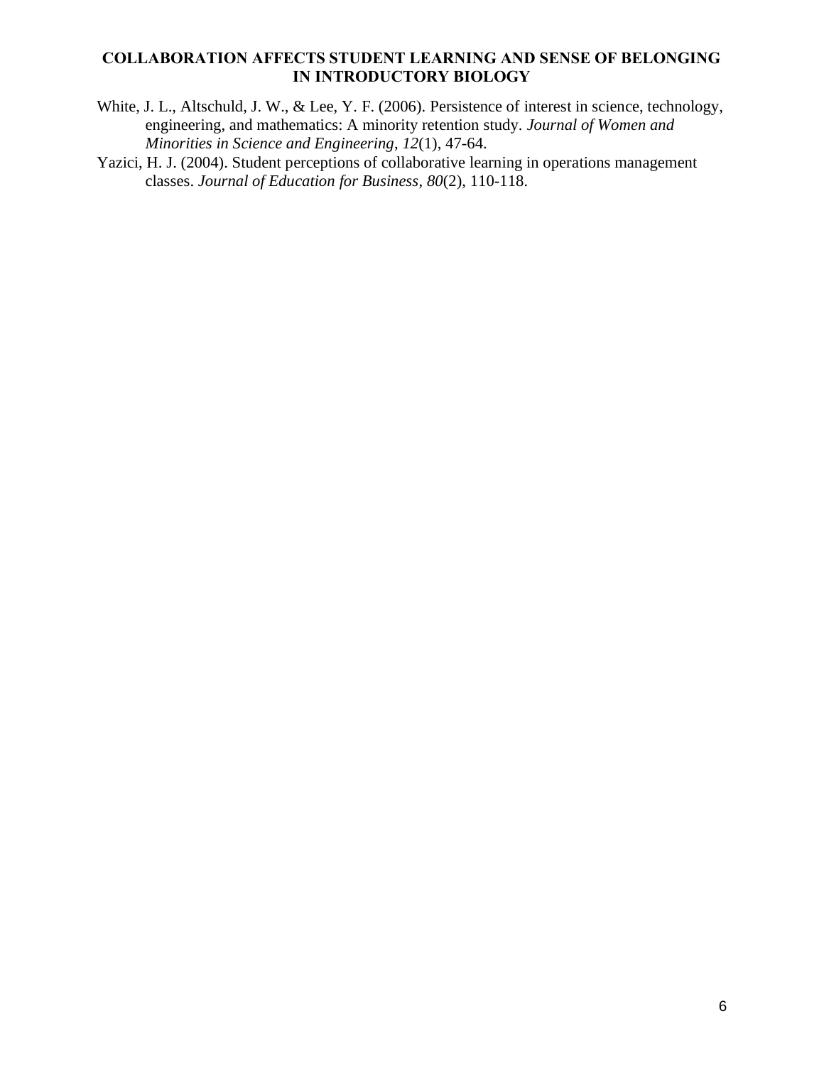White, J. L., Altschuld, J. W., & Lee, Y. F. (2006). Persistence of interest in science, technology, engineering, and mathematics: A minority retention study. *Journal of Women and Minorities in Science and Engineering*, *12*(1), 47-64.

Yazici, H. J. (2004). Student perceptions of collaborative learning in operations management classes. *Journal of Education for Business*, *80*(2), 110-118.